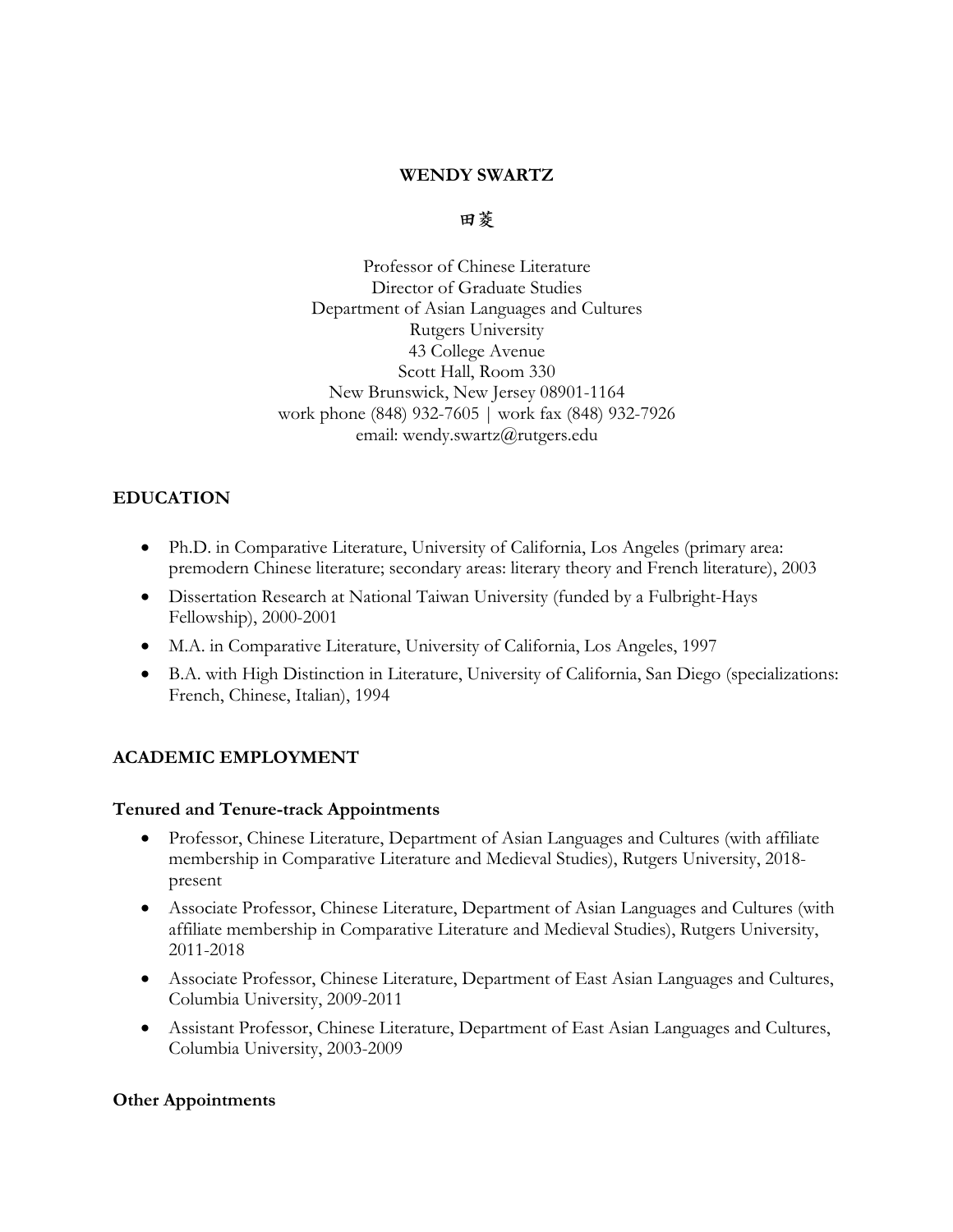# WENDY SWARTZ

田菱

Professor of Chinese Literature
Director of Graduate Studies
Department of Asian Languages and Cultures
Rutgers University
43 College Avenue
Scott Hall, Room 330
New Brunswick, New Jersey 08901-1164
work phone (848) 932-7605 | work fax (848) 932-7926
email: wendy.swartz@rutgers.edu

## EDUCATION

- Ph.D. in Comparative Literature, University of California, Los Angeles (primary area: premodern Chinese literature; secondary areas: literary theory and French literature), 2003
- Dissertation Research at National Taiwan University (funded by a Fulbright-Hays Fellowship), 2000-2001
- M.A. in Comparative Literature, University of California, Los Angeles, 1997
- B.A. with High Distinction in Literature, University of California, San Diego (specializations: French, Chinese, Italian), 1994

## ACADEMIC EMPLOYMENT

### Tenured and Tenure-track Appointments

- Professor, Chinese Literature, Department of Asian Languages and Cultures (with affiliate membership in Comparative Literature and Medieval Studies), Rutgers University, 2018-present
- Associate Professor, Chinese Literature, Department of Asian Languages and Cultures (with affiliate membership in Comparative Literature and Medieval Studies), Rutgers University, 2011-2018
- Associate Professor, Chinese Literature, Department of East Asian Languages and Cultures, Columbia University, 2009-2011
- Assistant Professor, Chinese Literature, Department of East Asian Languages and Cultures, Columbia University, 2003-2009

### Other Appointments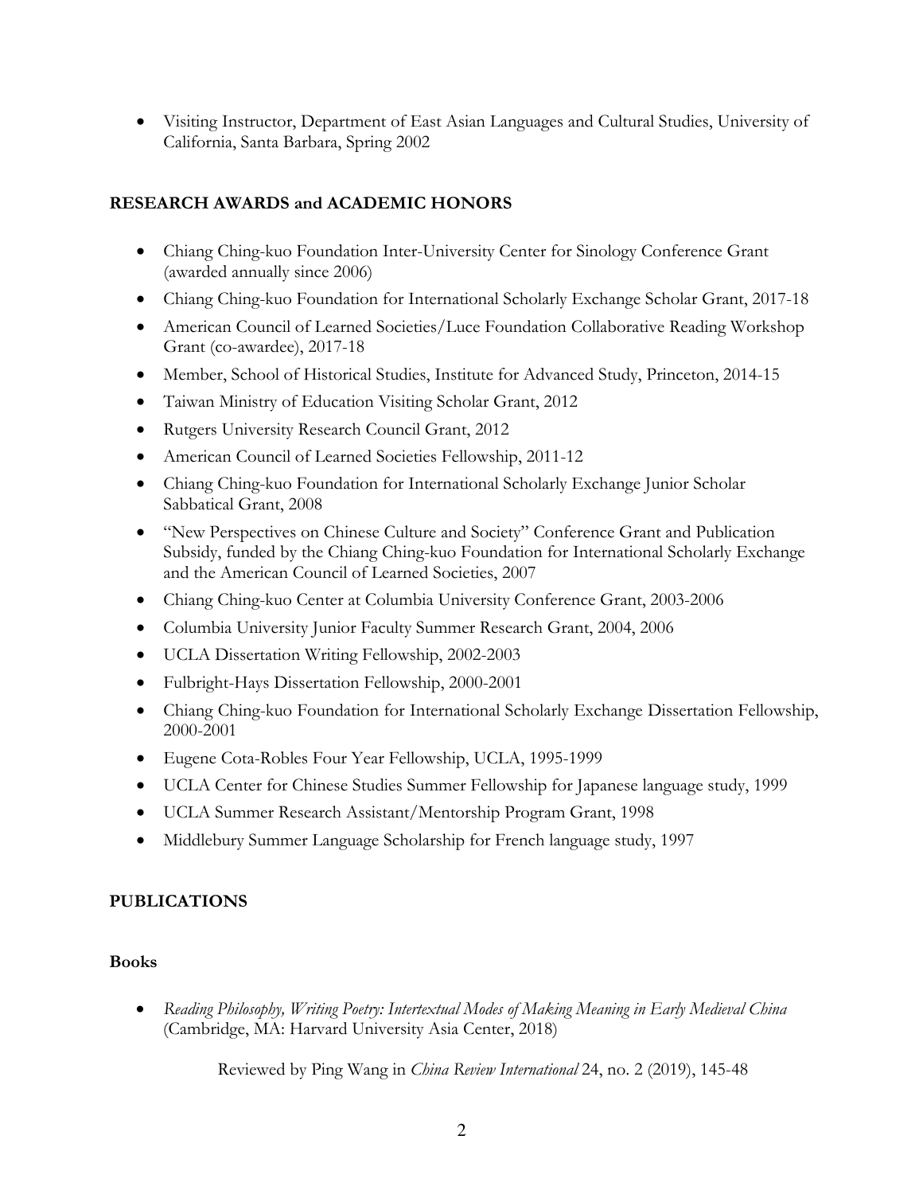- Visiting Instructor, Department of East Asian Languages and Cultural Studies, University of California, Santa Barbara, Spring 2002

## RESEARCH AWARDS and ACADEMIC HONORS

- Chiang Ching-kuo Foundation Inter-University Center for Sinology Conference Grant (awarded annually since 2006)
- Chiang Ching-kuo Foundation for International Scholarly Exchange Scholar Grant, 2017-18
- American Council of Learned Societies/Luce Foundation Collaborative Reading Workshop Grant (co-awardee), 2017-18
- Member, School of Historical Studies, Institute for Advanced Study, Princeton, 2014-15
- Taiwan Ministry of Education Visiting Scholar Grant, 2012
- Rutgers University Research Council Grant, 2012
- American Council of Learned Societies Fellowship, 2011-12
- Chiang Ching-kuo Foundation for International Scholarly Exchange Junior Scholar Sabbatical Grant, 2008
- "New Perspectives on Chinese Culture and Society" Conference Grant and Publication Subsidy, funded by the Chiang Ching-kuo Foundation for International Scholarly Exchange and the American Council of Learned Societies, 2007
- Chiang Ching-kuo Center at Columbia University Conference Grant, 2003-2006
- Columbia University Junior Faculty Summer Research Grant, 2004, 2006
- UCLA Dissertation Writing Fellowship, 2002-2003
- Fulbright-Hays Dissertation Fellowship, 2000-2001
- Chiang Ching-kuo Foundation for International Scholarly Exchange Dissertation Fellowship, 2000-2001
- Eugene Cota-Robles Four Year Fellowship, UCLA, 1995-1999
- UCLA Center for Chinese Studies Summer Fellowship for Japanese language study, 1999
- UCLA Summer Research Assistant/Mentorship Program Grant, 1998
- Middlebury Summer Language Scholarship for French language study, 1997

## PUBLICATIONS

### Books

- *Reading Philosophy, Writing Poetry: Intertextual Modes of Making Meaning in Early Medieval China* (Cambridge, MA: Harvard University Asia Center, 2018)

  Reviewed by Ping Wang in *China Review International* 24, no. 2 (2019), 145-48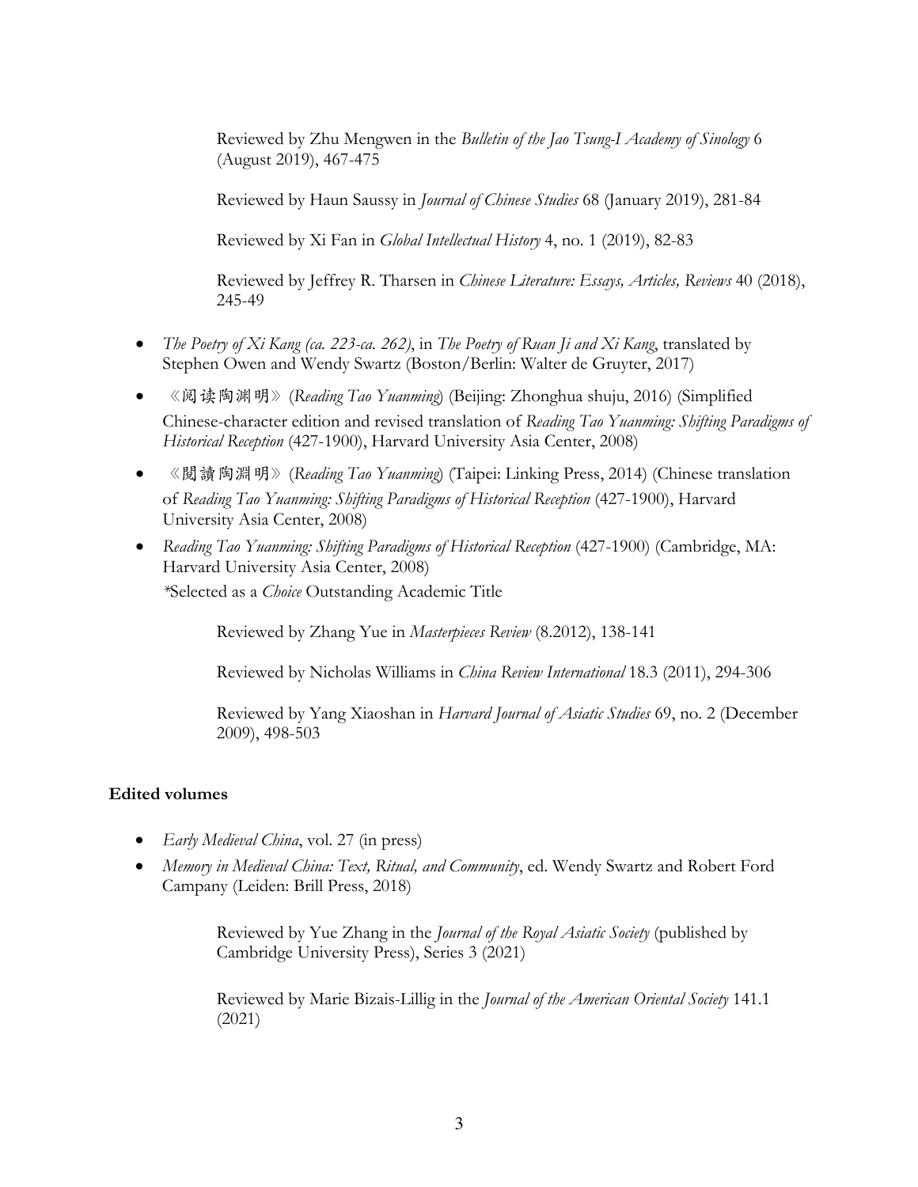Reviewed by Zhu Mengwen in the *Bulletin of the Jao Tsung-I Academy of Sinology* 6 (August 2019), 467-475

Reviewed by Haun Saussy in *Journal of Chinese Studies* 68 (January 2019), 281-84

Reviewed by Xi Fan in *Global Intellectual History* 4, no. 1 (2019), 82-83

Reviewed by Jeffrey R. Tharsen in *Chinese Literature: Essays, Articles, Reviews* 40 (2018), 245-49

- *The Poetry of Xi Kang (ca. 223-ca. 262)*, in *The Poetry of Ruan Ji and Xi Kang*, translated by Stephen Owen and Wendy Swartz (Boston/Berlin: Walter de Gruyter, 2017)
- 《阅读陶渊明》(*Reading Tao Yuanming*) (Beijing: Zhonghua shuju, 2016) (Simplified Chinese-character edition and revised translation of *Reading Tao Yuanming: Shifting Paradigms of Historical Reception* (427-1900), Harvard University Asia Center, 2008)
- 《閱讀陶淵明》(*Reading Tao Yuanming*) (Taipei: Linking Press, 2014) (Chinese translation of *Reading Tao Yuanming: Shifting Paradigms of Historical Reception* (427-1900), Harvard University Asia Center, 2008)
- *Reading Tao Yuanming: Shifting Paradigms of Historical Reception* (427-1900) (Cambridge, MA: Harvard University Asia Center, 2008)
  *Selected as a *Choice* Outstanding Academic Title

  Reviewed by Zhang Yue in *Masterpieces Review* (8.2012), 138-141

  Reviewed by Nicholas Williams in *China Review International* 18.3 (2011), 294-306

  Reviewed by Yang Xiaoshan in *Harvard Journal of Asiatic Studies* 69, no. 2 (December 2009), 498-503

**Edited volumes**

- *Early Medieval China*, vol. 27 (in press)
- *Memory in Medieval China: Text, Ritual, and Community*, ed. Wendy Swartz and Robert Ford Campany (Leiden: Brill Press, 2018)

  Reviewed by Yue Zhang in the *Journal of the Royal Asiatic Society* (published by Cambridge University Press), Series 3 (2021)

  Reviewed by Marie Bizais-Lillig in the *Journal of the American Oriental Society* 141.1 (2021)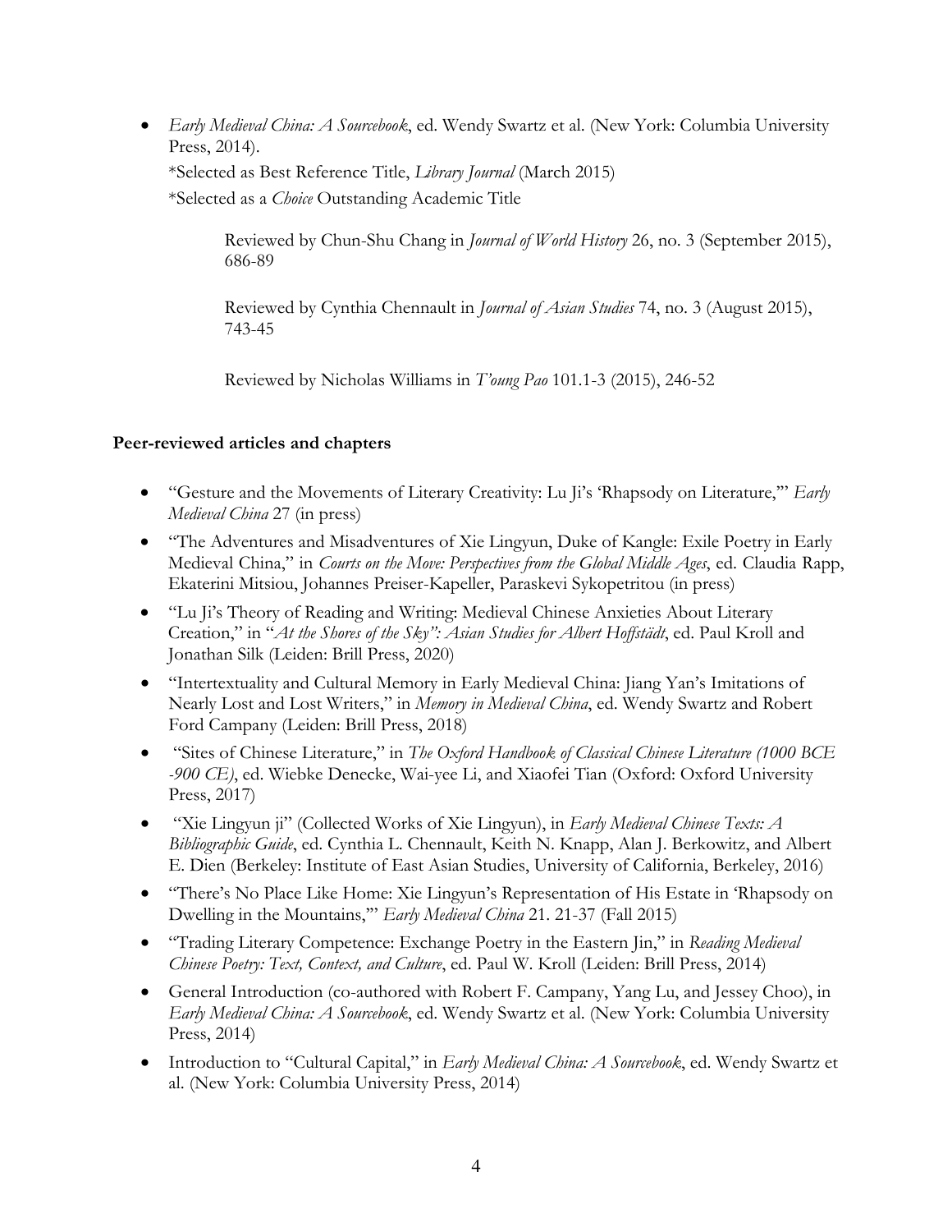- *Early Medieval China: A Sourcebook*, ed. Wendy Swartz et al. (New York: Columbia University Press, 2014).

  *Selected as Best Reference Title, *Library Journal* (March 2015)

  *Selected as a *Choice* Outstanding Academic Title

  Reviewed by Chun-Shu Chang in *Journal of World History* 26, no. 3 (September 2015), 686-89

  Reviewed by Cynthia Chennault in *Journal of Asian Studies* 74, no. 3 (August 2015), 743-45

  Reviewed by Nicholas Williams in *T'oung Pao* 101.1-3 (2015), 246-52

**Peer-reviewed articles and chapters**

- "Gesture and the Movements of Literary Creativity: Lu Ji's 'Rhapsody on Literature,'" *Early Medieval China* 27 (in press)
- "The Adventures and Misadventures of Xie Lingyun, Duke of Kangle: Exile Poetry in Early Medieval China," in *Courts on the Move: Perspectives from the Global Middle Ages*, ed. Claudia Rapp, Ekaterini Mitsiou, Johannes Preiser-Kapeller, Paraskevi Sykopetritou (in press)
- "Lu Ji's Theory of Reading and Writing: Medieval Chinese Anxieties About Literary Creation," in "*At the Shores of the Sky": Asian Studies for Albert Hoffstädt*, ed. Paul Kroll and Jonathan Silk (Leiden: Brill Press, 2020)
- "Intertextuality and Cultural Memory in Early Medieval China: Jiang Yan's Imitations of Nearly Lost and Lost Writers," in *Memory in Medieval China*, ed. Wendy Swartz and Robert Ford Campany (Leiden: Brill Press, 2018)
- "Sites of Chinese Literature," in *The Oxford Handbook of Classical Chinese Literature (1000 BCE -900 CE)*, ed. Wiebke Denecke, Wai-yee Li, and Xiaofei Tian (Oxford: Oxford University Press, 2017)
- "Xie Lingyun ji" (Collected Works of Xie Lingyun), in *Early Medieval Chinese Texts: A Bibliographic Guide*, ed. Cynthia L. Chennault, Keith N. Knapp, Alan J. Berkowitz, and Albert E. Dien (Berkeley: Institute of East Asian Studies, University of California, Berkeley, 2016)
- "There's No Place Like Home: Xie Lingyun's Representation of His Estate in 'Rhapsody on Dwelling in the Mountains,'" *Early Medieval China* 21. 21-37 (Fall 2015)
- "Trading Literary Competence: Exchange Poetry in the Eastern Jin," in *Reading Medieval Chinese Poetry: Text, Context, and Culture*, ed. Paul W. Kroll (Leiden: Brill Press, 2014)
- General Introduction (co-authored with Robert F. Campany, Yang Lu, and Jessey Choo), in *Early Medieval China: A Sourcebook*, ed. Wendy Swartz et al. (New York: Columbia University Press, 2014)
- Introduction to "Cultural Capital," in *Early Medieval China: A Sourcebook*, ed. Wendy Swartz et al. (New York: Columbia University Press, 2014)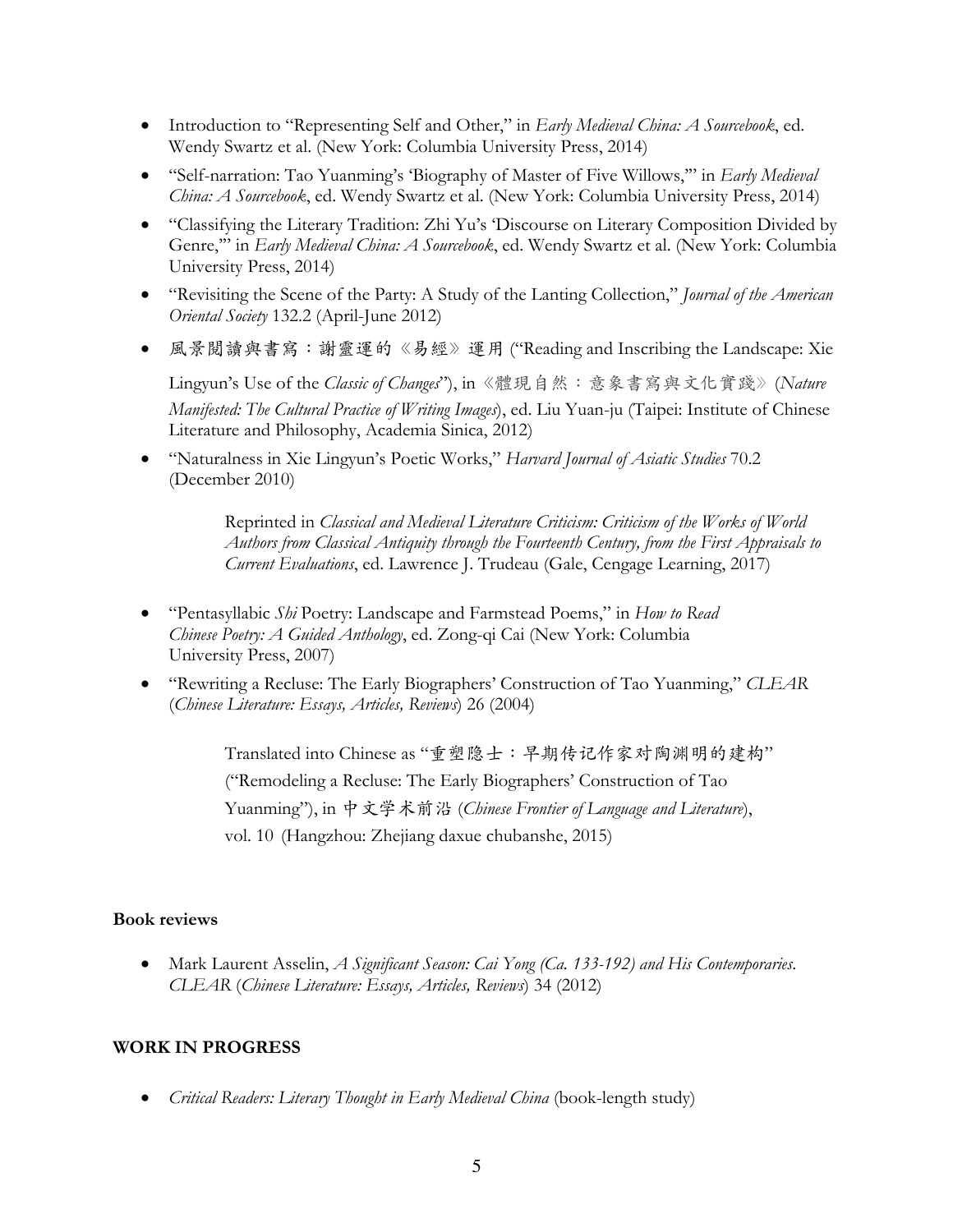- Introduction to "Representing Self and Other," in *Early Medieval China: A Sourcebook*, ed. Wendy Swartz et al. (New York: Columbia University Press, 2014)
- "Self-narration: Tao Yuanming's 'Biography of Master of Five Willows,'" in *Early Medieval China: A Sourcebook*, ed. Wendy Swartz et al. (New York: Columbia University Press, 2014)
- "Classifying the Literary Tradition: Zhi Yu's 'Discourse on Literary Composition Divided by Genre,'" in *Early Medieval China: A Sourcebook*, ed. Wendy Swartz et al. (New York: Columbia University Press, 2014)
- "Revisiting the Scene of the Party: A Study of the Lanting Collection," *Journal of the American Oriental Society* 132.2 (April-June 2012)
- 風景閱讀與書寫：謝靈運的《易經》運用 ("Reading and Inscribing the Landscape: Xie Lingyun's Use of the *Classic of Changes*"), in《體現自然：意象書寫與文化實踐》(*Nature Manifested: The Cultural Practice of Writing Images*), ed. Liu Yuan-ju (Taipei: Institute of Chinese Literature and Philosophy, Academia Sinica, 2012)
- "Naturalness in Xie Lingyun's Poetic Works," *Harvard Journal of Asiatic Studies* 70.2 (December 2010)

  Reprinted in *Classical and Medieval Literature Criticism: Criticism of the Works of World Authors from Classical Antiquity through the Fourteenth Century, from the First Appraisals to Current Evaluations*, ed. Lawrence J. Trudeau (Gale, Cengage Learning, 2017)

- "Pentasyllabic *Shi* Poetry: Landscape and Farmstead Poems," in *How to Read Chinese Poetry: A Guided Anthology*, ed. Zong-qi Cai (New York: Columbia University Press, 2007)
- "Rewriting a Recluse: The Early Biographers' Construction of Tao Yuanming," *CLEAR* (*Chinese Literature: Essays, Articles, Reviews*) 26 (2004)

  Translated into Chinese as "重塑隐士：早期传记作家对陶渊明的建构" ("Remodeling a Recluse: The Early Biographers' Construction of Tao Yuanming"), in 中文学术前沿 (*Chinese Frontier of Language and Literature*), vol. 10 (Hangzhou: Zhejiang daxue chubanshe, 2015)

**Book reviews**

- Mark Laurent Asselin, *A Significant Season: Cai Yong (Ca. 133-192) and His Contemporaries*. *CLEAR* (*Chinese Literature: Essays, Articles, Reviews*) 34 (2012)

## WORK IN PROGRESS

- *Critical Readers: Literary Thought in Early Medieval China* (book-length study)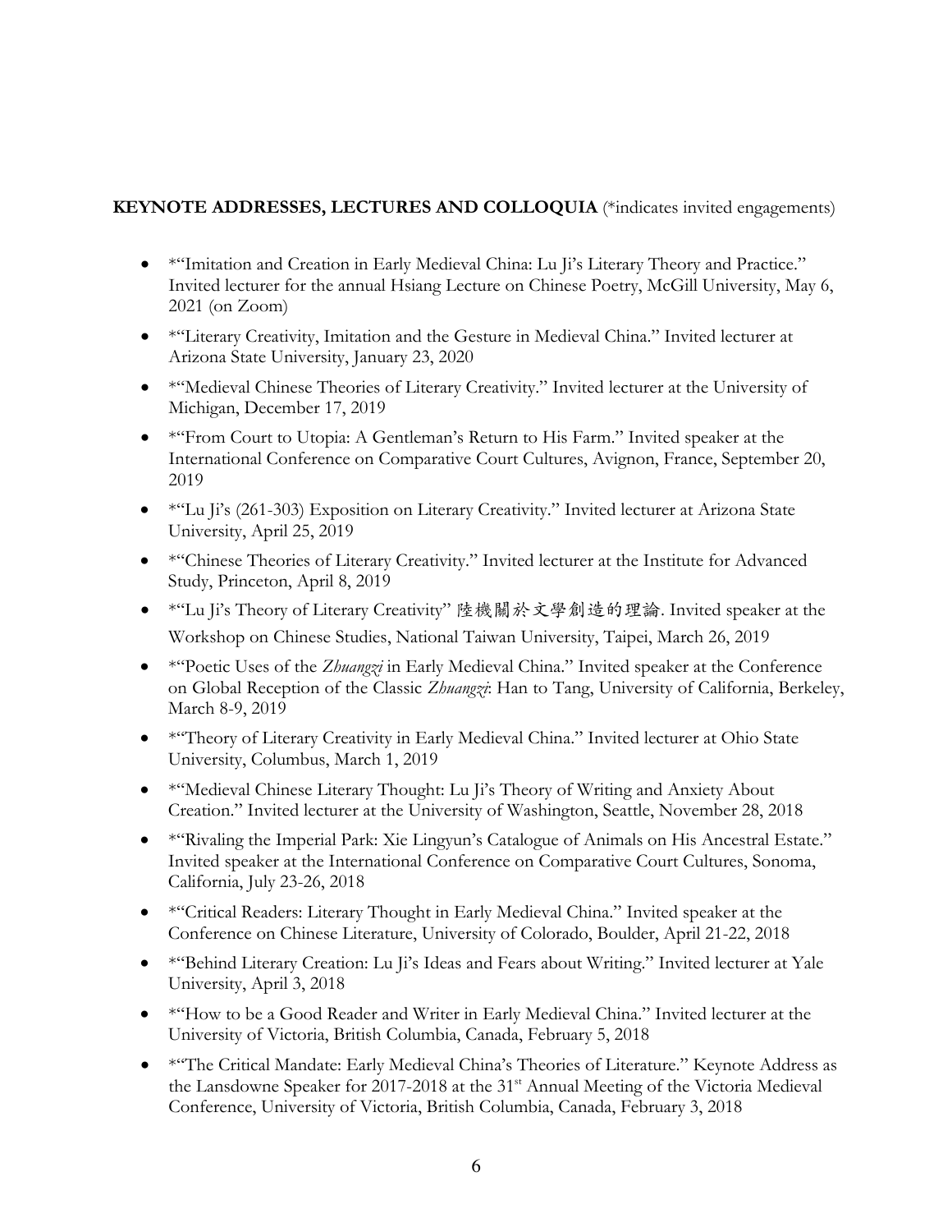**KEYNOTE ADDRESSES, LECTURES AND COLLOQUIA** (*indicates invited engagements)

- *"Imitation and Creation in Early Medieval China: Lu Ji's Literary Theory and Practice." Invited lecturer for the annual Hsiang Lecture on Chinese Poetry, McGill University, May 6, 2021 (on Zoom)
- *"Literary Creativity, Imitation and the Gesture in Medieval China." Invited lecturer at Arizona State University, January 23, 2020
- *"Medieval Chinese Theories of Literary Creativity." Invited lecturer at the University of Michigan, December 17, 2019
- *"From Court to Utopia: A Gentleman's Return to His Farm." Invited speaker at the International Conference on Comparative Court Cultures, Avignon, France, September 20, 2019
- *"Lu Ji's (261-303) Exposition on Literary Creativity." Invited lecturer at Arizona State University, April 25, 2019
- *"Chinese Theories of Literary Creativity." Invited lecturer at the Institute for Advanced Study, Princeton, April 8, 2019
- *"Lu Ji's Theory of Literary Creativity" 陸機關於文學創造的理論. Invited speaker at the Workshop on Chinese Studies, National Taiwan University, Taipei, March 26, 2019
- *"Poetic Uses of the *Zhuangzi* in Early Medieval China." Invited speaker at the Conference on Global Reception of the Classic *Zhuangzi*: Han to Tang, University of California, Berkeley, March 8-9, 2019
- *"Theory of Literary Creativity in Early Medieval China." Invited lecturer at Ohio State University, Columbus, March 1, 2019
- *"Medieval Chinese Literary Thought: Lu Ji's Theory of Writing and Anxiety About Creation." Invited lecturer at the University of Washington, Seattle, November 28, 2018
- *"Rivaling the Imperial Park: Xie Lingyun's Catalogue of Animals on His Ancestral Estate." Invited speaker at the International Conference on Comparative Court Cultures, Sonoma, California, July 23-26, 2018
- *"Critical Readers: Literary Thought in Early Medieval China." Invited speaker at the Conference on Chinese Literature, University of Colorado, Boulder, April 21-22, 2018
- *"Behind Literary Creation: Lu Ji's Ideas and Fears about Writing." Invited lecturer at Yale University, April 3, 2018
- *"How to be a Good Reader and Writer in Early Medieval China." Invited lecturer at the University of Victoria, British Columbia, Canada, February 5, 2018
- *"The Critical Mandate: Early Medieval China's Theories of Literature." Keynote Address as the Lansdowne Speaker for 2017-2018 at the 31st Annual Meeting of the Victoria Medieval Conference, University of Victoria, British Columbia, Canada, February 3, 2018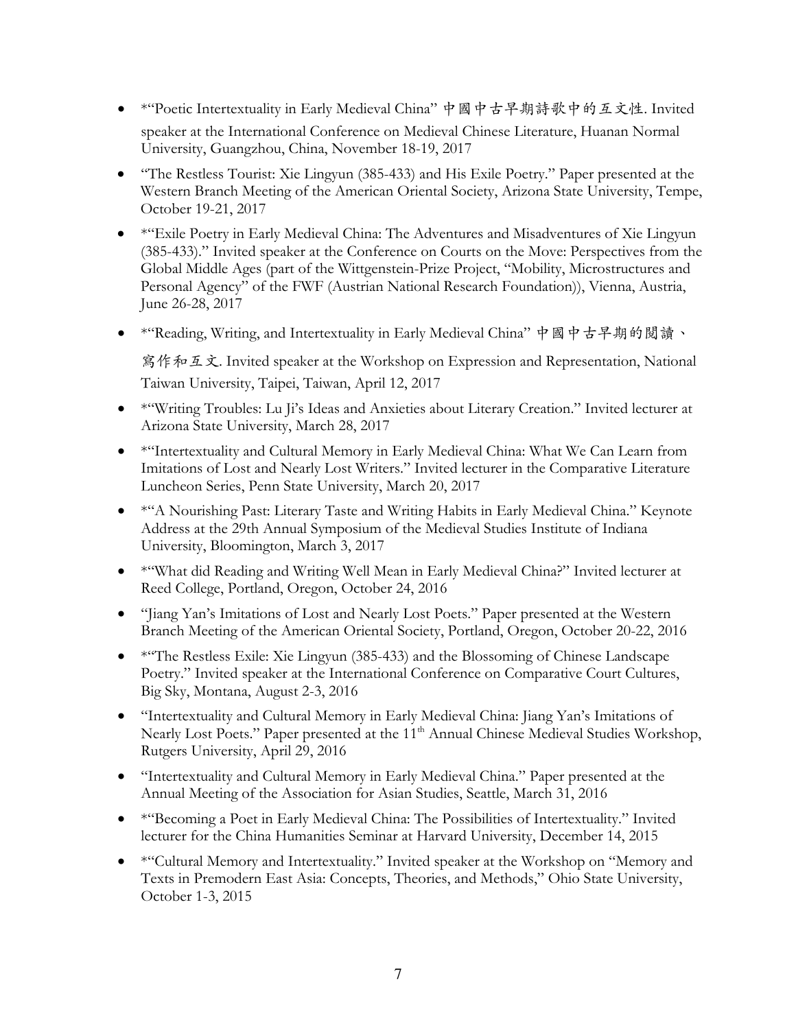- *"Poetic Intertextuality in Early Medieval China" 中國中古早期詩歌中的互文性. Invited speaker at the International Conference on Medieval Chinese Literature, Huanan Normal University, Guangzhou, China, November 18-19, 2017
- "The Restless Tourist: Xie Lingyun (385-433) and His Exile Poetry." Paper presented at the Western Branch Meeting of the American Oriental Society, Arizona State University, Tempe, October 19-21, 2017
- *"Exile Poetry in Early Medieval China: The Adventures and Misadventures of Xie Lingyun (385-433)." Invited speaker at the Conference on Courts on the Move: Perspectives from the Global Middle Ages (part of the Wittgenstein-Prize Project, "Mobility, Microstructures and Personal Agency" of the FWF (Austrian National Research Foundation)), Vienna, Austria, June 26-28, 2017
- *"Reading, Writing, and Intertextuality in Early Medieval China" 中國中古早期的閱讀、寫作和互文. Invited speaker at the Workshop on Expression and Representation, National Taiwan University, Taipei, Taiwan, April 12, 2017
- *"Writing Troubles: Lu Ji's Ideas and Anxieties about Literary Creation." Invited lecturer at Arizona State University, March 28, 2017
- *"Intertextuality and Cultural Memory in Early Medieval China: What We Can Learn from Imitations of Lost and Nearly Lost Writers." Invited lecturer in the Comparative Literature Luncheon Series, Penn State University, March 20, 2017
- *"A Nourishing Past: Literary Taste and Writing Habits in Early Medieval China." Keynote Address at the 29th Annual Symposium of the Medieval Studies Institute of Indiana University, Bloomington, March 3, 2017
- *"What did Reading and Writing Well Mean in Early Medieval China?" Invited lecturer at Reed College, Portland, Oregon, October 24, 2016
- "Jiang Yan's Imitations of Lost and Nearly Lost Poets." Paper presented at the Western Branch Meeting of the American Oriental Society, Portland, Oregon, October 20-22, 2016
- *"The Restless Exile: Xie Lingyun (385-433) and the Blossoming of Chinese Landscape Poetry." Invited speaker at the International Conference on Comparative Court Cultures, Big Sky, Montana, August 2-3, 2016
- "Intertextuality and Cultural Memory in Early Medieval China: Jiang Yan's Imitations of Nearly Lost Poets." Paper presented at the 11th Annual Chinese Medieval Studies Workshop, Rutgers University, April 29, 2016
- "Intertextuality and Cultural Memory in Early Medieval China." Paper presented at the Annual Meeting of the Association for Asian Studies, Seattle, March 31, 2016
- *"Becoming a Poet in Early Medieval China: The Possibilities of Intertextuality." Invited lecturer for the China Humanities Seminar at Harvard University, December 14, 2015
- *"Cultural Memory and Intertextuality." Invited speaker at the Workshop on "Memory and Texts in Premodern East Asia: Concepts, Theories, and Methods," Ohio State University, October 1-3, 2015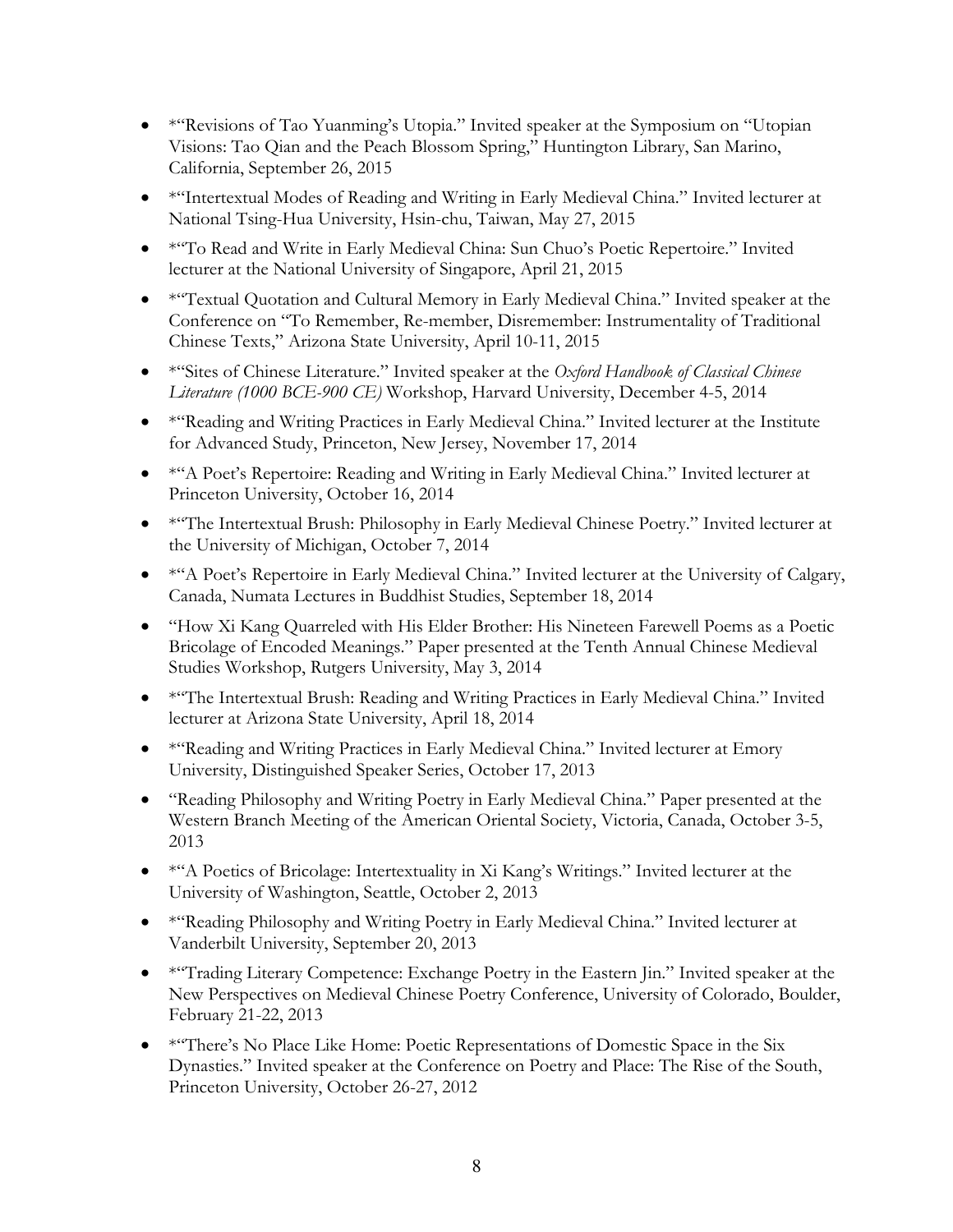- *"Revisions of Tao Yuanming's Utopia." Invited speaker at the Symposium on "Utopian Visions: Tao Qian and the Peach Blossom Spring," Huntington Library, San Marino, California, September 26, 2015
- *"Intertextual Modes of Reading and Writing in Early Medieval China." Invited lecturer at National Tsing-Hua University, Hsin-chu, Taiwan, May 27, 2015
- *"To Read and Write in Early Medieval China: Sun Chuo's Poetic Repertoire." Invited lecturer at the National University of Singapore, April 21, 2015
- *"Textual Quotation and Cultural Memory in Early Medieval China." Invited speaker at the Conference on "To Remember, Re-member, Disremember: Instrumentality of Traditional Chinese Texts," Arizona State University, April 10-11, 2015
- *"Sites of Chinese Literature." Invited speaker at the *Oxford Handbook of Classical Chinese Literature (1000 BCE-900 CE)* Workshop, Harvard University, December 4-5, 2014
- *"Reading and Writing Practices in Early Medieval China." Invited lecturer at the Institute for Advanced Study, Princeton, New Jersey, November 17, 2014
- *"A Poet's Repertoire: Reading and Writing in Early Medieval China." Invited lecturer at Princeton University, October 16, 2014
- *"The Intertextual Brush: Philosophy in Early Medieval Chinese Poetry." Invited lecturer at the University of Michigan, October 7, 2014
- *"A Poet's Repertoire in Early Medieval China." Invited lecturer at the University of Calgary, Canada, Numata Lectures in Buddhist Studies, September 18, 2014
- "How Xi Kang Quarreled with His Elder Brother: His Nineteen Farewell Poems as a Poetic Bricolage of Encoded Meanings." Paper presented at the Tenth Annual Chinese Medieval Studies Workshop, Rutgers University, May 3, 2014
- *"The Intertextual Brush: Reading and Writing Practices in Early Medieval China." Invited lecturer at Arizona State University, April 18, 2014
- *"Reading and Writing Practices in Early Medieval China." Invited lecturer at Emory University, Distinguished Speaker Series, October 17, 2013
- "Reading Philosophy and Writing Poetry in Early Medieval China." Paper presented at the Western Branch Meeting of the American Oriental Society, Victoria, Canada, October 3-5, 2013
- *"A Poetics of Bricolage: Intertextuality in Xi Kang's Writings." Invited lecturer at the University of Washington, Seattle, October 2, 2013
- *"Reading Philosophy and Writing Poetry in Early Medieval China." Invited lecturer at Vanderbilt University, September 20, 2013
- *"Trading Literary Competence: Exchange Poetry in the Eastern Jin." Invited speaker at the New Perspectives on Medieval Chinese Poetry Conference, University of Colorado, Boulder, February 21-22, 2013
- *"There's No Place Like Home: Poetic Representations of Domestic Space in the Six Dynasties." Invited speaker at the Conference on Poetry and Place: The Rise of the South, Princeton University, October 26-27, 2012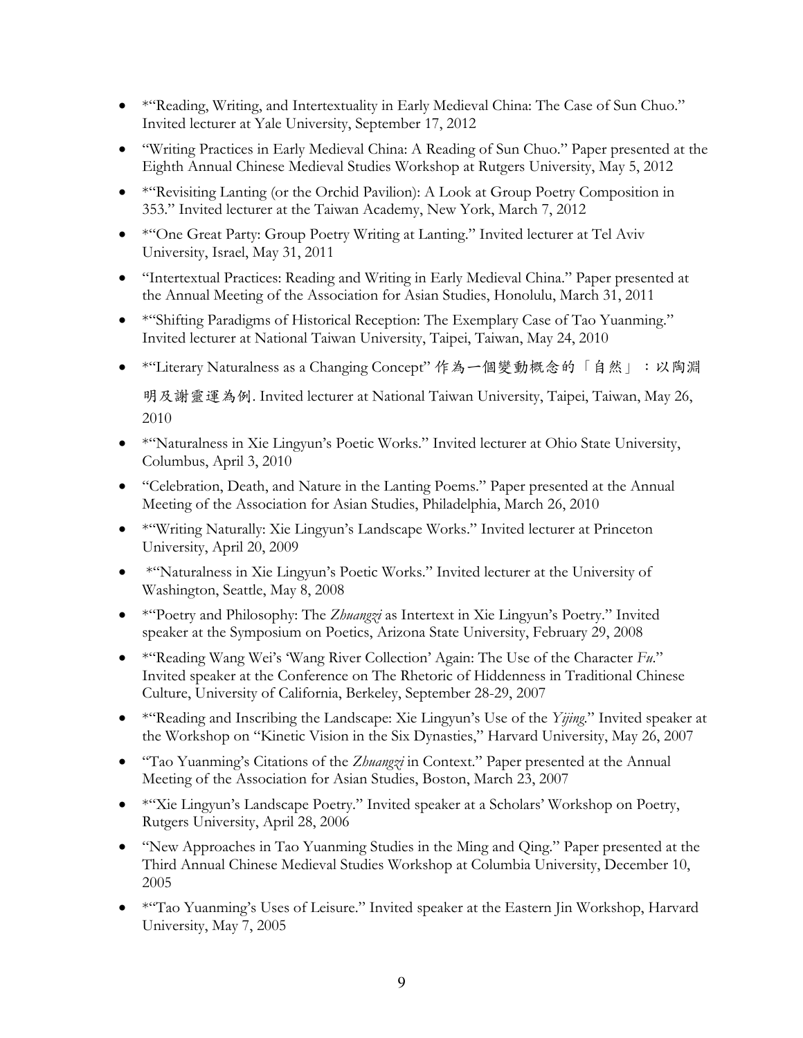- *"Reading, Writing, and Intertextuality in Early Medieval China: The Case of Sun Chuo." Invited lecturer at Yale University, September 17, 2012
- "Writing Practices in Early Medieval China: A Reading of Sun Chuo." Paper presented at the Eighth Annual Chinese Medieval Studies Workshop at Rutgers University, May 5, 2012
- *"Revisiting Lanting (or the Orchid Pavilion): A Look at Group Poetry Composition in 353." Invited lecturer at the Taiwan Academy, New York, March 7, 2012
- *"One Great Party: Group Poetry Writing at Lanting." Invited lecturer at Tel Aviv University, Israel, May 31, 2011
- "Intertextual Practices: Reading and Writing in Early Medieval China." Paper presented at the Annual Meeting of the Association for Asian Studies, Honolulu, March 31, 2011
- *"Shifting Paradigms of Historical Reception: The Exemplary Case of Tao Yuanming." Invited lecturer at National Taiwan University, Taipei, Taiwan, May 24, 2010
- *"Literary Naturalness as a Changing Concept" 作為一個變動概念的「自然」：以陶淵明及謝靈運為例. Invited lecturer at National Taiwan University, Taipei, Taiwan, May 26, 2010
- *"Naturalness in Xie Lingyun's Poetic Works." Invited lecturer at Ohio State University, Columbus, April 3, 2010
- "Celebration, Death, and Nature in the Lanting Poems." Paper presented at the Annual Meeting of the Association for Asian Studies, Philadelphia, March 26, 2010
- *"Writing Naturally: Xie Lingyun's Landscape Works." Invited lecturer at Princeton University, April 20, 2009
- *"Naturalness in Xie Lingyun's Poetic Works." Invited lecturer at the University of Washington, Seattle, May 8, 2008
- *"Poetry and Philosophy: The *Zhuangzi* as Intertext in Xie Lingyun's Poetry." Invited speaker at the Symposium on Poetics, Arizona State University, February 29, 2008
- *"Reading Wang Wei's 'Wang River Collection' Again: The Use of the Character *Fu*." Invited speaker at the Conference on The Rhetoric of Hiddenness in Traditional Chinese Culture, University of California, Berkeley, September 28-29, 2007
- *"Reading and Inscribing the Landscape: Xie Lingyun's Use of the *Yijing*." Invited speaker at the Workshop on "Kinetic Vision in the Six Dynasties," Harvard University, May 26, 2007
- "Tao Yuanming's Citations of the *Zhuangzi* in Context." Paper presented at the Annual Meeting of the Association for Asian Studies, Boston, March 23, 2007
- *"Xie Lingyun's Landscape Poetry." Invited speaker at a Scholars' Workshop on Poetry, Rutgers University, April 28, 2006
- "New Approaches in Tao Yuanming Studies in the Ming and Qing." Paper presented at the Third Annual Chinese Medieval Studies Workshop at Columbia University, December 10, 2005
- *"Tao Yuanming's Uses of Leisure." Invited speaker at the Eastern Jin Workshop, Harvard University, May 7, 2005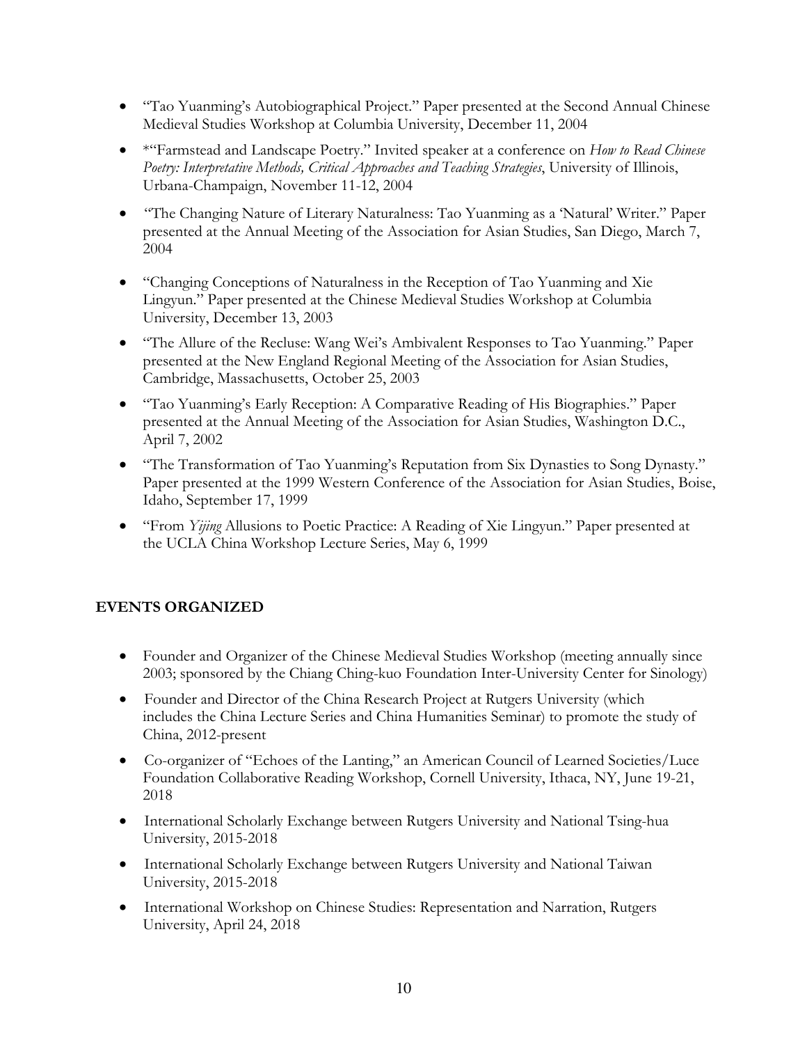- "Tao Yuanming's Autobiographical Project." Paper presented at the Second Annual Chinese Medieval Studies Workshop at Columbia University, December 11, 2004
- *"Farmstead and Landscape Poetry." Invited speaker at a conference on *How to Read Chinese Poetry: Interpretative Methods, Critical Approaches and Teaching Strategies*, University of Illinois, Urbana-Champaign, November 11-12, 2004
- "The Changing Nature of Literary Naturalness: Tao Yuanming as a 'Natural' Writer." Paper presented at the Annual Meeting of the Association for Asian Studies, San Diego, March 7, 2004
- "Changing Conceptions of Naturalness in the Reception of Tao Yuanming and Xie Lingyun." Paper presented at the Chinese Medieval Studies Workshop at Columbia University, December 13, 2003
- "The Allure of the Recluse: Wang Wei's Ambivalent Responses to Tao Yuanming." Paper presented at the New England Regional Meeting of the Association for Asian Studies, Cambridge, Massachusetts, October 25, 2003
- "Tao Yuanming's Early Reception: A Comparative Reading of His Biographies." Paper presented at the Annual Meeting of the Association for Asian Studies, Washington D.C., April 7, 2002
- "The Transformation of Tao Yuanming's Reputation from Six Dynasties to Song Dynasty." Paper presented at the 1999 Western Conference of the Association for Asian Studies, Boise, Idaho, September 17, 1999
- "From *Yijing* Allusions to Poetic Practice: A Reading of Xie Lingyun." Paper presented at the UCLA China Workshop Lecture Series, May 6, 1999

## EVENTS ORGANIZED

- Founder and Organizer of the Chinese Medieval Studies Workshop (meeting annually since 2003; sponsored by the Chiang Ching-kuo Foundation Inter-University Center for Sinology)
- Founder and Director of the China Research Project at Rutgers University (which includes the China Lecture Series and China Humanities Seminar) to promote the study of China, 2012-present
- Co-organizer of "Echoes of the Lanting," an American Council of Learned Societies/Luce Foundation Collaborative Reading Workshop, Cornell University, Ithaca, NY, June 19-21, 2018
- International Scholarly Exchange between Rutgers University and National Tsing-hua University, 2015-2018
- International Scholarly Exchange between Rutgers University and National Taiwan University, 2015-2018
- International Workshop on Chinese Studies: Representation and Narration, Rutgers University, April 24, 2018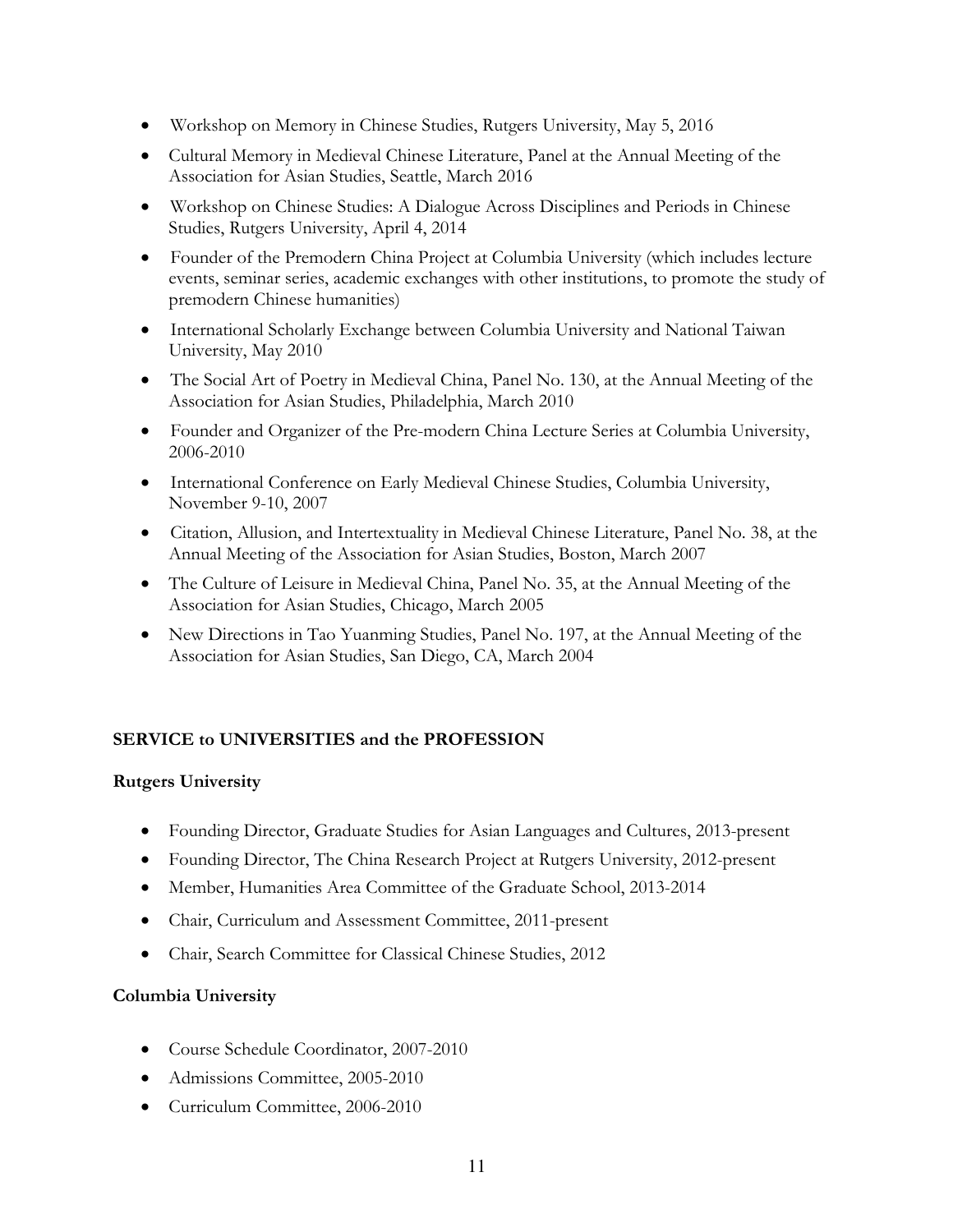- Workshop on Memory in Chinese Studies, Rutgers University, May 5, 2016
- Cultural Memory in Medieval Chinese Literature, Panel at the Annual Meeting of the Association for Asian Studies, Seattle, March 2016
- Workshop on Chinese Studies: A Dialogue Across Disciplines and Periods in Chinese Studies, Rutgers University, April 4, 2014
- Founder of the Premodern China Project at Columbia University (which includes lecture events, seminar series, academic exchanges with other institutions, to promote the study of premodern Chinese humanities)
- International Scholarly Exchange between Columbia University and National Taiwan University, May 2010
- The Social Art of Poetry in Medieval China, Panel No. 130, at the Annual Meeting of the Association for Asian Studies, Philadelphia, March 2010
- Founder and Organizer of the Pre-modern China Lecture Series at Columbia University, 2006-2010
- International Conference on Early Medieval Chinese Studies, Columbia University, November 9-10, 2007
- Citation, Allusion, and Intertextuality in Medieval Chinese Literature, Panel No. 38, at the Annual Meeting of the Association for Asian Studies, Boston, March 2007
- The Culture of Leisure in Medieval China, Panel No. 35, at the Annual Meeting of the Association for Asian Studies, Chicago, March 2005
- New Directions in Tao Yuanming Studies, Panel No. 197, at the Annual Meeting of the Association for Asian Studies, San Diego, CA, March 2004

## SERVICE to UNIVERSITIES and the PROFESSION

### Rutgers University

- Founding Director, Graduate Studies for Asian Languages and Cultures, 2013-present
- Founding Director, The China Research Project at Rutgers University, 2012-present
- Member, Humanities Area Committee of the Graduate School, 2013-2014
- Chair, Curriculum and Assessment Committee, 2011-present
- Chair, Search Committee for Classical Chinese Studies, 2012

### Columbia University

- Course Schedule Coordinator, 2007-2010
- Admissions Committee, 2005-2010
- Curriculum Committee, 2006-2010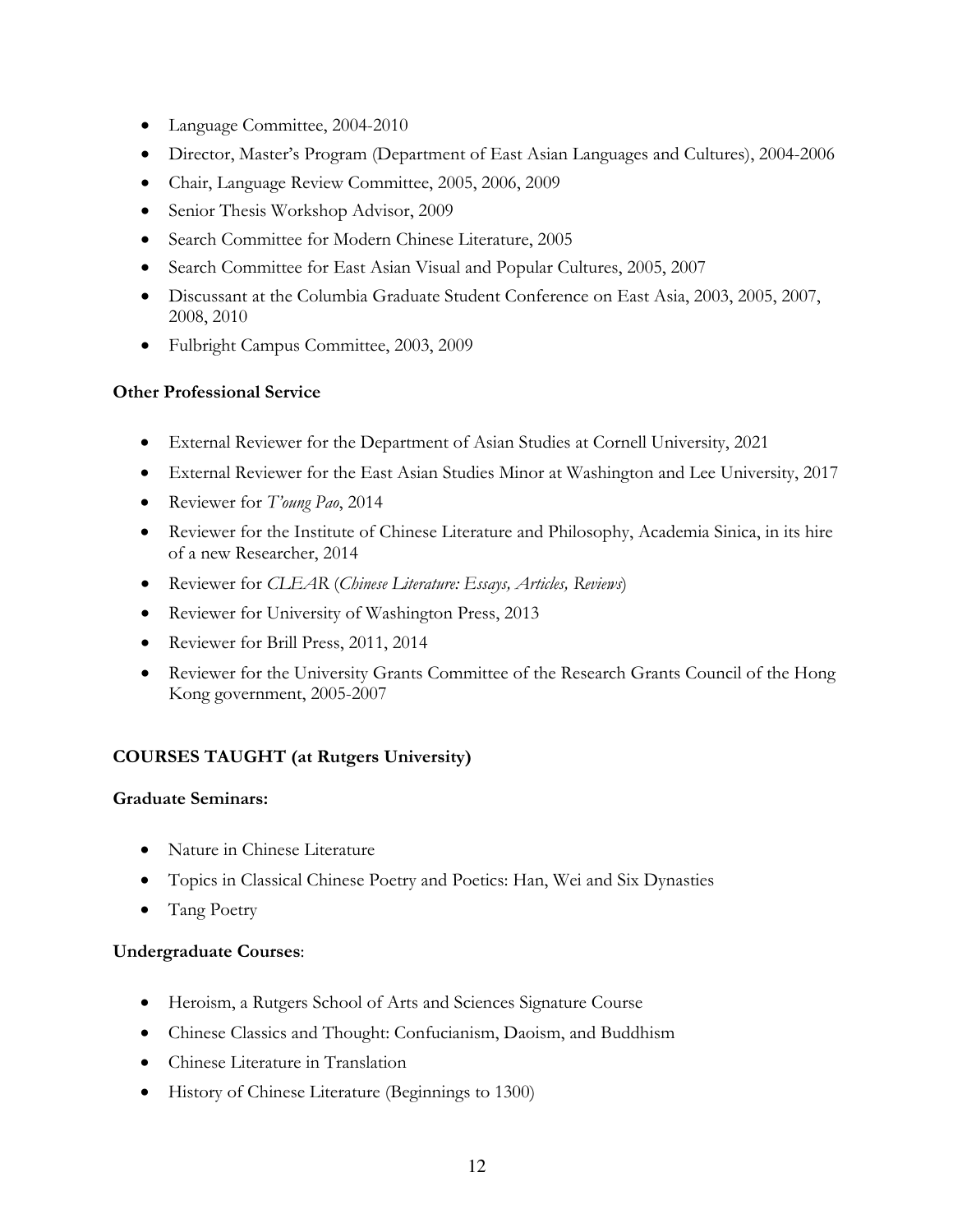- Language Committee, 2004-2010
- Director, Master's Program (Department of East Asian Languages and Cultures), 2004-2006
- Chair, Language Review Committee, 2005, 2006, 2009
- Senior Thesis Workshop Advisor, 2009
- Search Committee for Modern Chinese Literature, 2005
- Search Committee for East Asian Visual and Popular Cultures, 2005, 2007
- Discussant at the Columbia Graduate Student Conference on East Asia, 2003, 2005, 2007, 2008, 2010
- Fulbright Campus Committee, 2003, 2009

**Other Professional Service**

- External Reviewer for the Department of Asian Studies at Cornell University, 2021
- External Reviewer for the East Asian Studies Minor at Washington and Lee University, 2017
- Reviewer for *T'oung Pao*, 2014
- Reviewer for the Institute of Chinese Literature and Philosophy, Academia Sinica, in its hire of a new Researcher, 2014
- Reviewer for *CLEAR* (*Chinese Literature: Essays, Articles, Reviews*)
- Reviewer for University of Washington Press, 2013
- Reviewer for Brill Press, 2011, 2014
- Reviewer for the University Grants Committee of the Research Grants Council of the Hong Kong government, 2005-2007

## COURSES TAUGHT (at Rutgers University)

**Graduate Seminars:**

- Nature in Chinese Literature
- Topics in Classical Chinese Poetry and Poetics: Han, Wei and Six Dynasties
- Tang Poetry

**Undergraduate Courses**:

- Heroism, a Rutgers School of Arts and Sciences Signature Course
- Chinese Classics and Thought: Confucianism, Daoism, and Buddhism
- Chinese Literature in Translation
- History of Chinese Literature (Beginnings to 1300)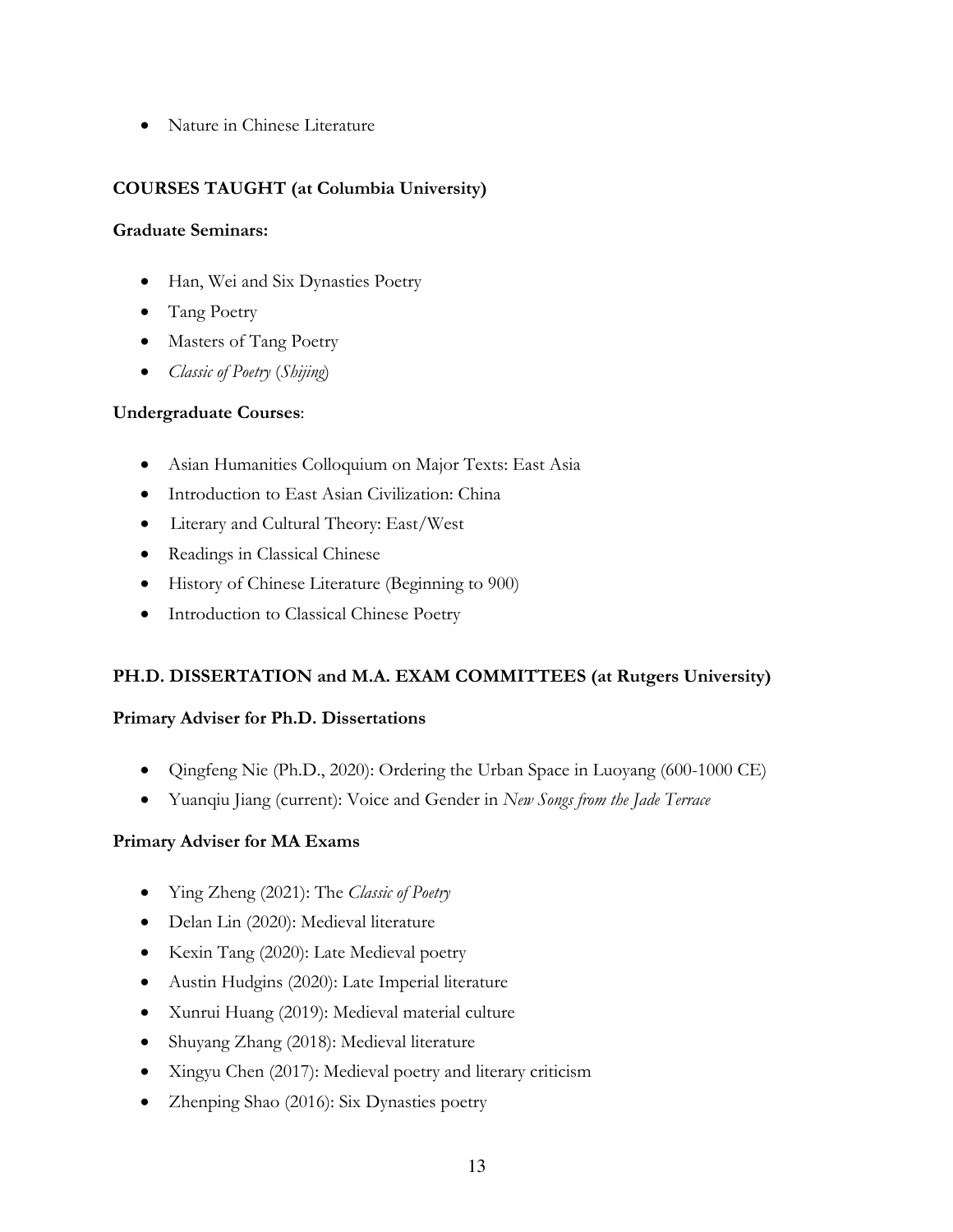- Nature in Chinese Literature

**COURSES TAUGHT (at Columbia University)**

**Graduate Seminars:**

- Han, Wei and Six Dynasties Poetry
- Tang Poetry
- Masters of Tang Poetry
- *Classic of Poetry* (*Shijing*)

**Undergraduate Courses**:

- Asian Humanities Colloquium on Major Texts: East Asia
- Introduction to East Asian Civilization: China
- Literary and Cultural Theory: East/West
- Readings in Classical Chinese
- History of Chinese Literature (Beginning to 900)
- Introduction to Classical Chinese Poetry

**PH.D. DISSERTATION and M.A. EXAM COMMITTEES (at Rutgers University)**

**Primary Adviser for Ph.D. Dissertations**

- Qingfeng Nie (Ph.D., 2020): Ordering the Urban Space in Luoyang (600-1000 CE)
- Yuanqiu Jiang (current): Voice and Gender in *New Songs from the Jade Terrace*

**Primary Adviser for MA Exams**

- Ying Zheng (2021): The *Classic of Poetry*
- Delan Lin (2020): Medieval literature
- Kexin Tang (2020): Late Medieval poetry
- Austin Hudgins (2020): Late Imperial literature
- Xunrui Huang (2019): Medieval material culture
- Shuyang Zhang (2018): Medieval literature
- Xingyu Chen (2017): Medieval poetry and literary criticism
- Zhenping Shao (2016): Six Dynasties poetry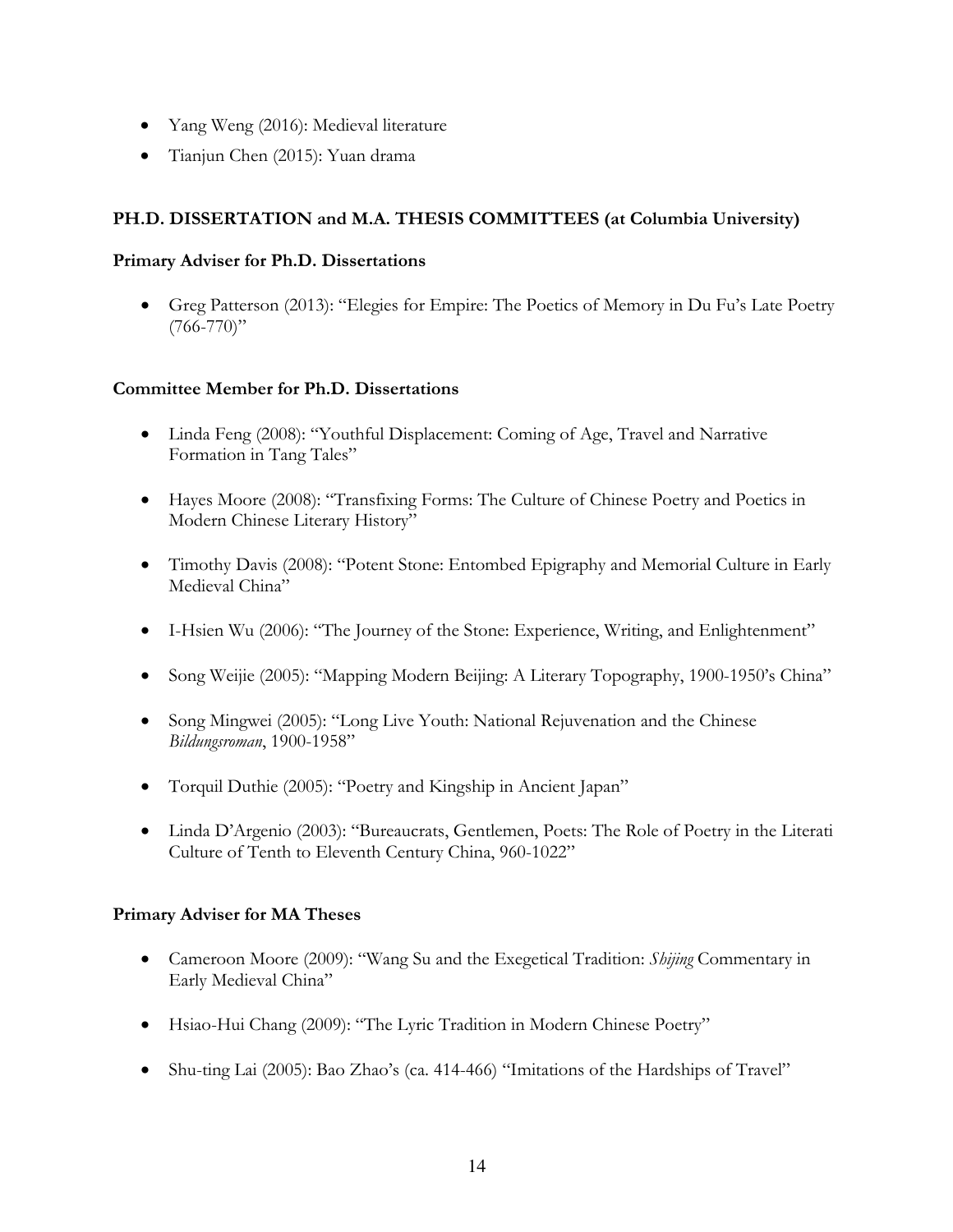- Yang Weng (2016): Medieval literature
- Tianjun Chen (2015): Yuan drama

## PH.D. DISSERTATION and M.A. THESIS COMMITTEES (at Columbia University)

### Primary Adviser for Ph.D. Dissertations

- Greg Patterson (2013): "Elegies for Empire: The Poetics of Memory in Du Fu's Late Poetry (766-770)"

### Committee Member for Ph.D. Dissertations

- Linda Feng (2008): "Youthful Displacement: Coming of Age, Travel and Narrative Formation in Tang Tales"
- Hayes Moore (2008): "Transfixing Forms: The Culture of Chinese Poetry and Poetics in Modern Chinese Literary History"
- Timothy Davis (2008): "Potent Stone: Entombed Epigraphy and Memorial Culture in Early Medieval China"
- I-Hsien Wu (2006): "The Journey of the Stone: Experience, Writing, and Enlightenment"
- Song Weijie (2005): "Mapping Modern Beijing: A Literary Topography, 1900-1950's China"
- Song Mingwei (2005): "Long Live Youth: National Rejuvenation and the Chinese *Bildungsroman*, 1900-1958"
- Torquil Duthie (2005): "Poetry and Kingship in Ancient Japan"
- Linda D'Argenio (2003): "Bureaucrats, Gentlemen, Poets: The Role of Poetry in the Literati Culture of Tenth to Eleventh Century China, 960-1022"

### Primary Adviser for MA Theses

- Cameroon Moore (2009): "Wang Su and the Exegetical Tradition: *Shijing* Commentary in Early Medieval China"
- Hsiao-Hui Chang (2009): "The Lyric Tradition in Modern Chinese Poetry"
- Shu-ting Lai (2005): Bao Zhao's (ca. 414-466) "Imitations of the Hardships of Travel"